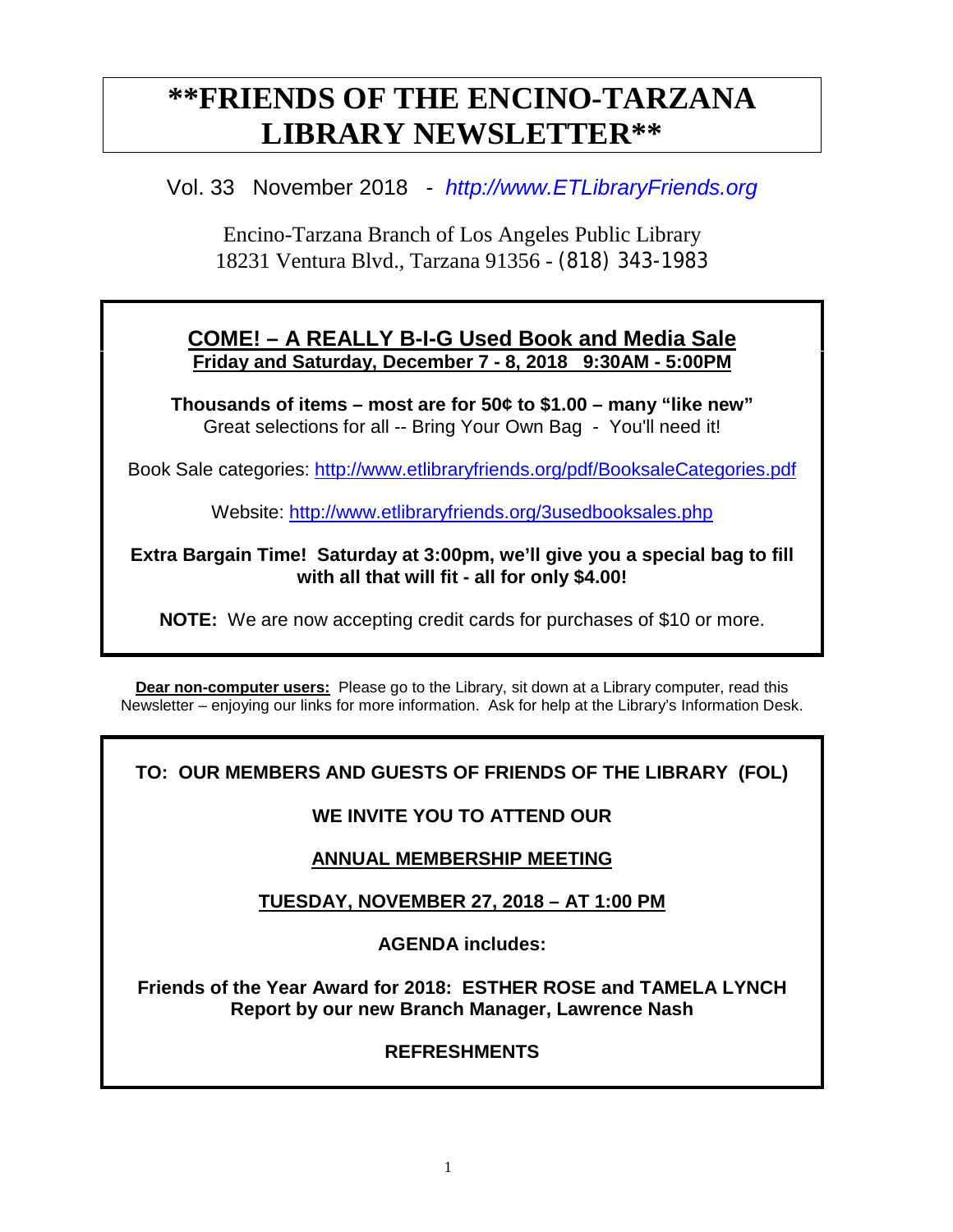# **FRIENDS OF THE ENCINO-TARZANA LIBRARY NEWSLETTER**

Vol. 33 November 2018 - *http://www.ETLibraryFriends.org*

Encino-Tarzana Branch of Los Angeles Public Library
18231 Ventura Blvd., Tarzana 91356 - (818) 343-1983

## **COME! – A REALLY B-I-G Used Book and Media Sale**

**Friday and Saturday, December 7 - 8, 2018 9:30AM - 5:00PM**

**Thousands of items – most are for 50¢ to $1.00 – many "like new"**
Great selections for all -- Bring Your Own Bag - You'll need it!

Book Sale categories: http://www.etlibraryfriends.org/pdf/BooksaleCategories.pdf

Website: http://www.etlibraryfriends.org/3usedbooksales.php

**Extra Bargain Time! Saturday at 3:00pm, we'll give you a special bag to fill with all that will fit - all for only $4.00!**

**NOTE:** We are now accepting credit cards for purchases of $10 or more.

**Dear non-computer users:** Please go to the Library, sit down at a Library computer, read this Newsletter – enjoying our links for more information. Ask for help at the Library's Information Desk.

**TO: OUR MEMBERS AND GUESTS OF FRIENDS OF THE LIBRARY (FOL)**

**WE INVITE YOU TO ATTEND OUR**

**ANNUAL MEMBERSHIP MEETING**

**TUESDAY, NOVEMBER 27, 2018 – AT 1:00 PM**

**AGENDA includes:**

**Friends of the Year Award for 2018: ESTHER ROSE and TAMELA LYNCH**
**Report by our new Branch Manager, Lawrence Nash**

**REFRESHMENTS**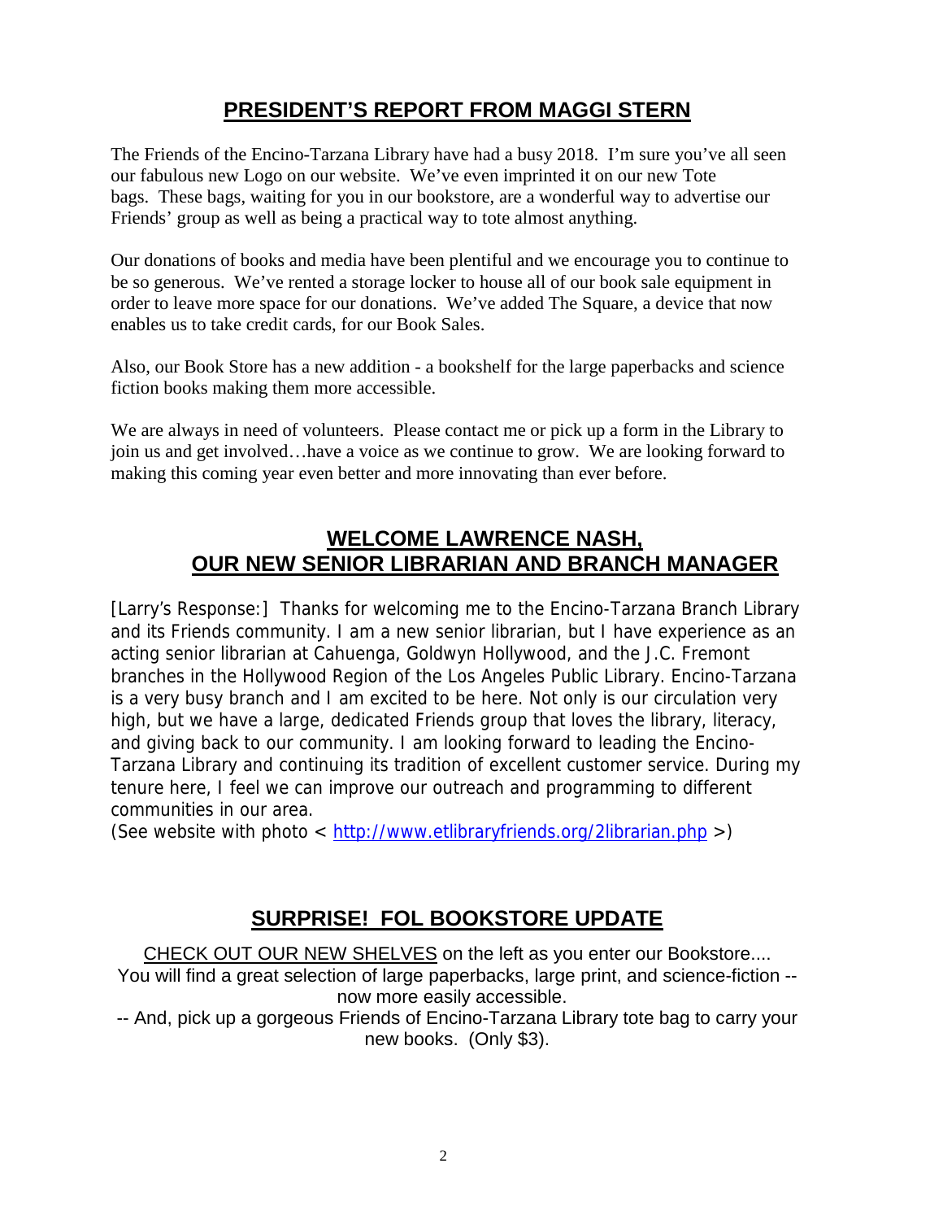## PRESIDENT'S REPORT FROM MAGGI STERN

The Friends of the Encino-Tarzana Library have had a busy 2018. I'm sure you've all seen our fabulous new Logo on our website. We've even imprinted it on our new Tote bags. These bags, waiting for you in our bookstore, are a wonderful way to advertise our Friends' group as well as being a practical way to tote almost anything.

Our donations of books and media have been plentiful and we encourage you to continue to be so generous. We've rented a storage locker to house all of our book sale equipment in order to leave more space for our donations. We've added The Square, a device that now enables us to take credit cards, for our Book Sales.

Also, our Book Store has a new addition - a bookshelf for the large paperbacks and science fiction books making them more accessible.

We are always in need of volunteers. Please contact me or pick up a form in the Library to join us and get involved…have a voice as we continue to grow. We are looking forward to making this coming year even better and more innovating than ever before.

## WELCOME LAWRENCE NASH, OUR NEW SENIOR LIBRARIAN AND BRANCH MANAGER

[Larry's Response:] Thanks for welcoming me to the Encino-Tarzana Branch Library and its Friends community. I am a new senior librarian, but I have experience as an acting senior librarian at Cahuenga, Goldwyn Hollywood, and the J.C. Fremont branches in the Hollywood Region of the Los Angeles Public Library. Encino-Tarzana is a very busy branch and I am excited to be here. Not only is our circulation very high, but we have a large, dedicated Friends group that loves the library, literacy, and giving back to our community. I am looking forward to leading the Encino-Tarzana Library and continuing its tradition of excellent customer service. During my tenure here, I feel we can improve our outreach and programming to different communities in our area.
(See website with photo < http://www.etlibraryfriends.org/2librarian.php >)

## SURPRISE! FOL BOOKSTORE UPDATE

CHECK OUT OUR NEW SHELVES on the left as you enter our Bookstore....
You will find a great selection of large paperbacks, large print, and science-fiction -- now more easily accessible.
-- And, pick up a gorgeous Friends of Encino-Tarzana Library tote bag to carry your new books. (Only $3).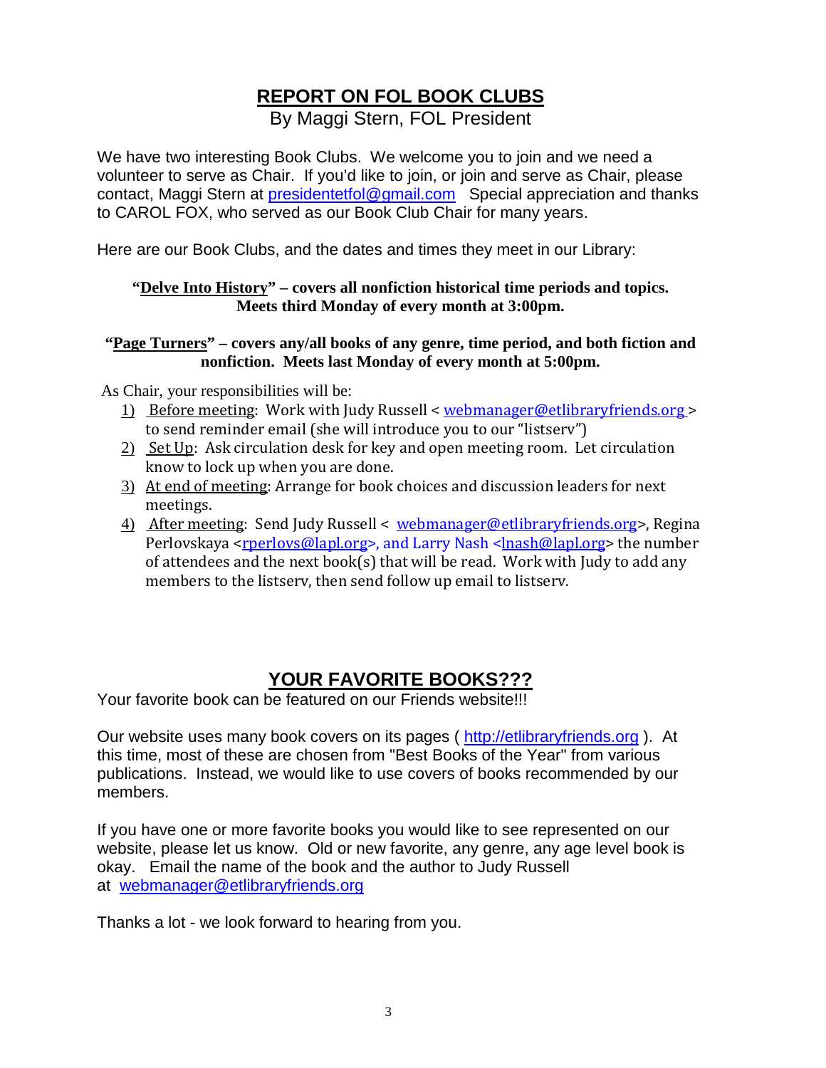## REPORT ON FOL BOOK CLUBS

By Maggi Stern, FOL President

We have two interesting Book Clubs. We welcome you to join and we need a volunteer to serve as Chair. If you'd like to join, or join and serve as Chair, please contact, Maggi Stern at presidentetfol@gmail.com Special appreciation and thanks to CAROL FOX, who served as our Book Club Chair for many years.

Here are our Book Clubs, and the dates and times they meet in our Library:

**"Delve Into History" – covers all nonfiction historical time periods and topics. Meets third Monday of every month at 3:00pm.**

**"Page Turners" – covers any/all books of any genre, time period, and both fiction and nonfiction. Meets last Monday of every month at 5:00pm.**

As Chair, your responsibilities will be:

1) Before meeting: Work with Judy Russell < webmanager@etlibraryfriends.org > to send reminder email (she will introduce you to our "listserv")
2) Set Up: Ask circulation desk for key and open meeting room. Let circulation know to lock up when you are done.
3) At end of meeting: Arrange for book choices and discussion leaders for next meetings.
4) After meeting: Send Judy Russell < webmanager@etlibraryfriends.org>, Regina Perlovskaya <rperlovs@lapl.org>, and Larry Nash <lnash@lapl.org> the number of attendees and the next book(s) that will be read. Work with Judy to add any members to the listserv, then send follow up email to listserv.

## YOUR FAVORITE BOOKS???

Your favorite book can be featured on our Friends website!!!

Our website uses many book covers on its pages ( http://etlibraryfriends.org ). At this time, most of these are chosen from "Best Books of the Year" from various publications. Instead, we would like to use covers of books recommended by our members.

If you have one or more favorite books you would like to see represented on our website, please let us know. Old or new favorite, any genre, any age level book is okay. Email the name of the book and the author to Judy Russell at webmanager@etlibraryfriends.org

Thanks a lot - we look forward to hearing from you.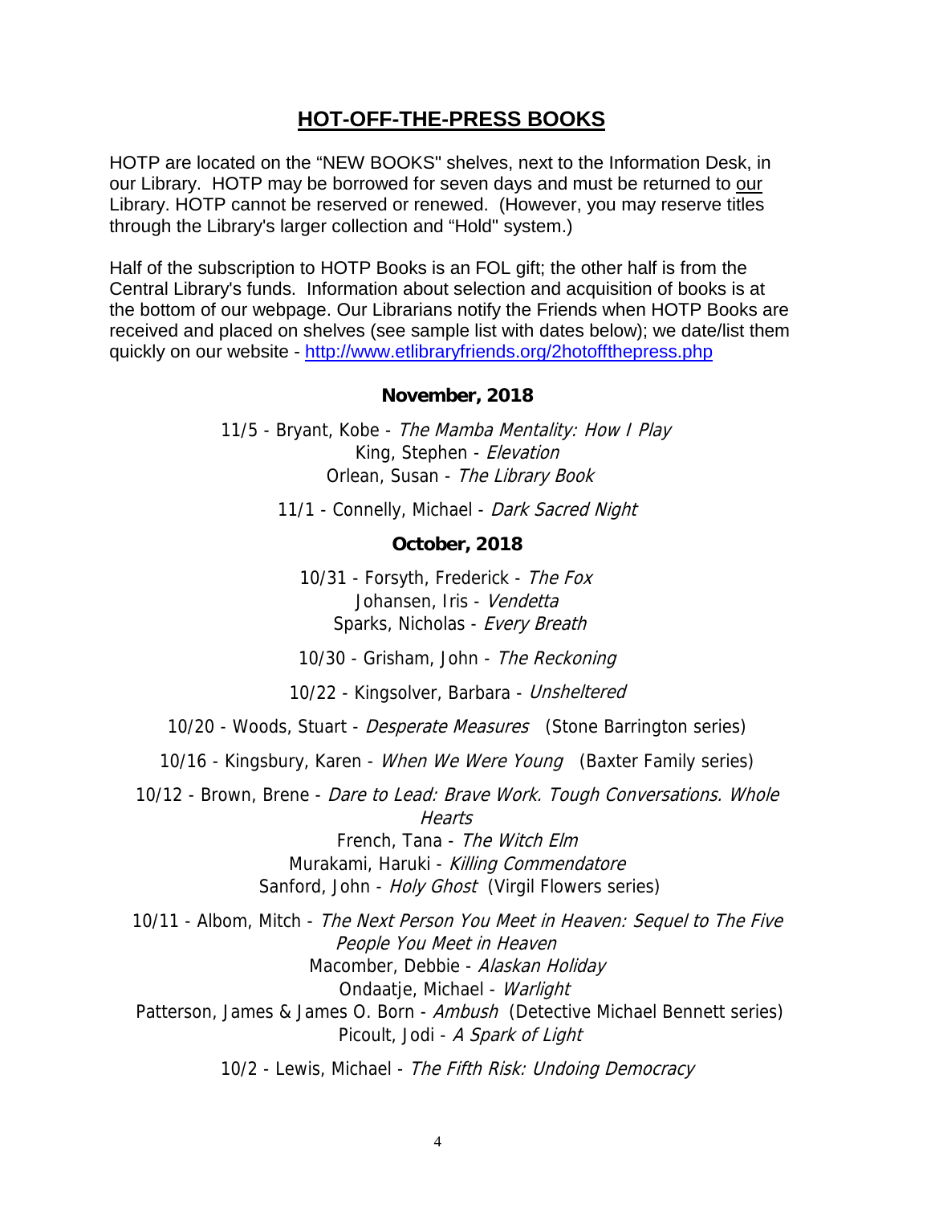## HOT-OFF-THE-PRESS BOOKS

HOTP are located on the "NEW BOOKS" shelves, next to the Information Desk, in our Library. HOTP may be borrowed for seven days and must be returned to our Library. HOTP cannot be reserved or renewed. (However, you may reserve titles through the Library's larger collection and "Hold" system.)

Half of the subscription to HOTP Books is an FOL gift; the other half is from the Central Library's funds. Information about selection and acquisition of books is at the bottom of our webpage. Our Librarians notify the Friends when HOTP Books are received and placed on shelves (see sample list with dates below); we date/list them quickly on our website - http://www.etlibraryfriends.org/2hotoffthepress.php

**November, 2018**

11/5 - Bryant, Kobe - *The Mamba Mentality: How I Play*
King, Stephen - *Elevation*
Orlean, Susan - *The Library Book*

11/1 - Connelly, Michael - *Dark Sacred Night*

**October, 2018**

10/31 - Forsyth, Frederick - *The Fox*
Johansen, Iris - *Vendetta*
Sparks, Nicholas - *Every Breath*

10/30 - Grisham, John - *The Reckoning*

10/22 - Kingsolver, Barbara - *Unsheltered*

10/20 - Woods, Stuart - *Desperate Measures* (Stone Barrington series)

10/16 - Kingsbury, Karen - *When We Were Young* (Baxter Family series)

10/12 - Brown, Brene - *Dare to Lead: Brave Work. Tough Conversations. Whole Hearts*
French, Tana - *The Witch Elm*
Murakami, Haruki - *Killing Commendatore*
Sanford, John - *Holy Ghost* (Virgil Flowers series)

10/11 - Albom, Mitch - *The Next Person You Meet in Heaven: Sequel to The Five People You Meet in Heaven*
Macomber, Debbie - *Alaskan Holiday*
Ondaatje, Michael - *Warlight*
Patterson, James & James O. Born - *Ambush* (Detective Michael Bennett series)
Picoult, Jodi - *A Spark of Light*

10/2 - Lewis, Michael - *The Fifth Risk: Undoing Democracy*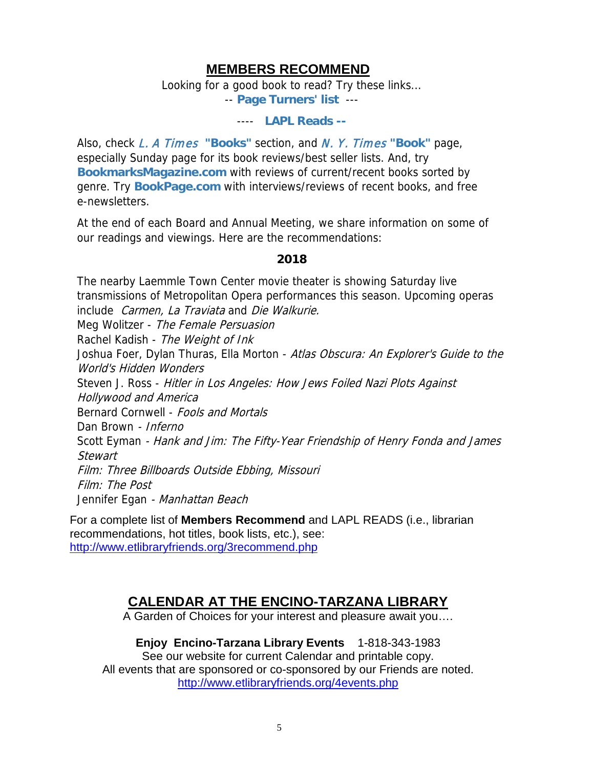## MEMBERS RECOMMEND

Looking for a good book to read? Try these links...
-- **Page Turners' list** ---

---- **LAPL Reads --**

Also, check *L. A Times* **"Books"** section, and *N. Y. Times* **"Book"** page, especially Sunday page for its book reviews/best seller lists. And, try **BookmarksMagazine.com** with reviews of current/recent books sorted by genre. Try **BookPage.com** with interviews/reviews of recent books, and free e-newsletters.

At the end of each Board and Annual Meeting, we share information on some of our readings and viewings. Here are the recommendations:

### 2018

The nearby Laemmle Town Center movie theater is showing Saturday live transmissions of Metropolitan Opera performances this season. Upcoming operas include *Carmen, La Traviata* and *Die Walkurie.*
Meg Wolitzer - *The Female Persuasion*
Rachel Kadish - *The Weight of Ink*
Joshua Foer, Dylan Thuras, Ella Morton - *Atlas Obscura: An Explorer's Guide to the World's Hidden Wonders*
Steven J. Ross - *Hitler in Los Angeles: How Jews Foiled Nazi Plots Against Hollywood and America*
Bernard Cornwell - *Fools and Mortals*
Dan Brown - *Inferno*
Scott Eyman - *Hank and Jim: The Fifty-Year Friendship of Henry Fonda and James Stewart*
*Film: Three Billboards Outside Ebbing, Missouri*
*Film: The Post*
Jennifer Egan - *Manhattan Beach*

For a complete list of **Members Recommend** and LAPL READS (i.e., librarian recommendations, hot titles, book lists, etc.), see: http://www.etlibraryfriends.org/3recommend.php

## CALENDAR AT THE ENCINO-TARZANA LIBRARY

A Garden of Choices for your interest and pleasure await you….

**Enjoy Encino-Tarzana Library Events** 1-818-343-1983
See our website for current Calendar and printable copy.
All events that are sponsored or co-sponsored by our Friends are noted.
http://www.etlibraryfriends.org/4events.php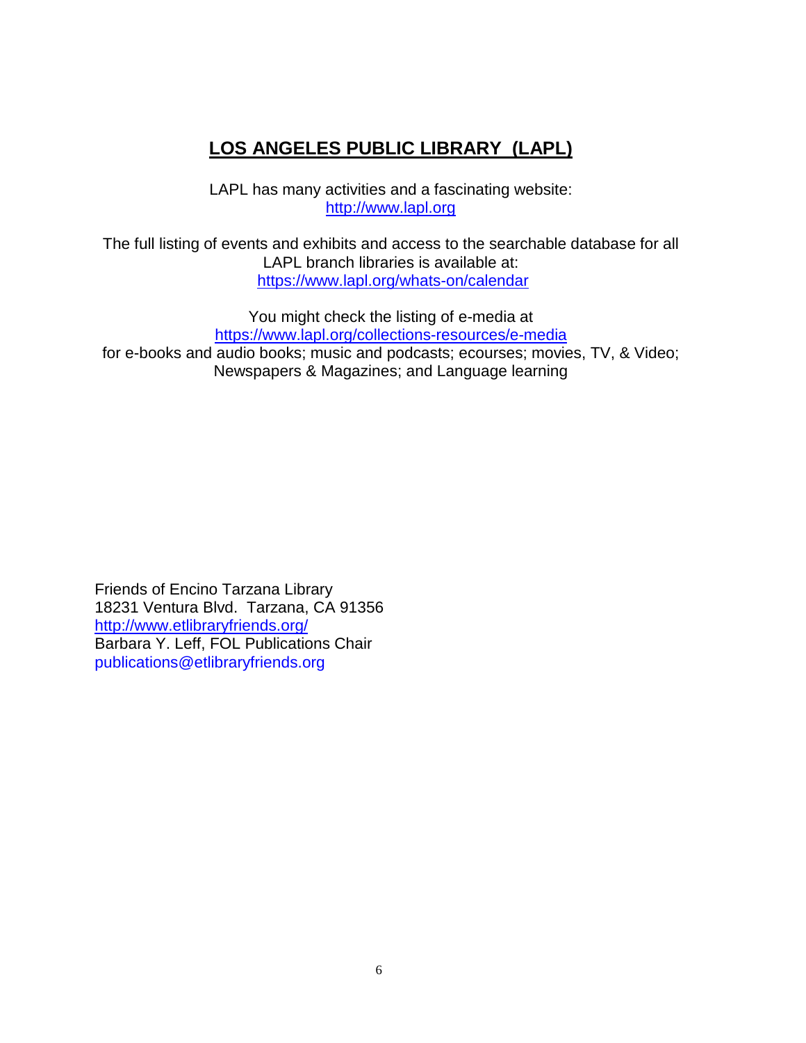## LOS ANGELES PUBLIC LIBRARY (LAPL)

LAPL has many activities and a fascinating website:
http://www.lapl.org

The full listing of events and exhibits and access to the searchable database for all LAPL branch libraries is available at:
https://www.lapl.org/whats-on/calendar

You might check the listing of e-media at
https://www.lapl.org/collections-resources/e-media
for e-books and audio books; music and podcasts; ecourses; movies, TV, & Video; Newspapers & Magazines; and Language learning

Friends of Encino Tarzana Library
18231 Ventura Blvd. Tarzana, CA 91356
http://www.etlibraryfriends.org/
Barbara Y. Leff, FOL Publications Chair
publications@etlibraryfriends.org